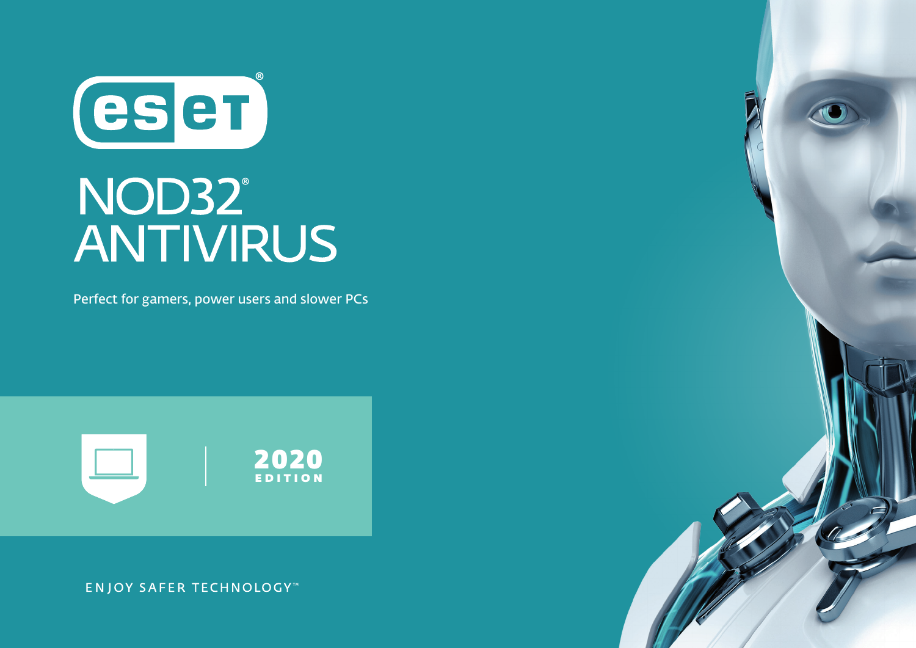# ESET®

# NOD32® ANTIVIRUS

Perfect for gamers, power users and slower PCs

**2020 EDITION**

ENJOY SAFER TECHNOLOGY™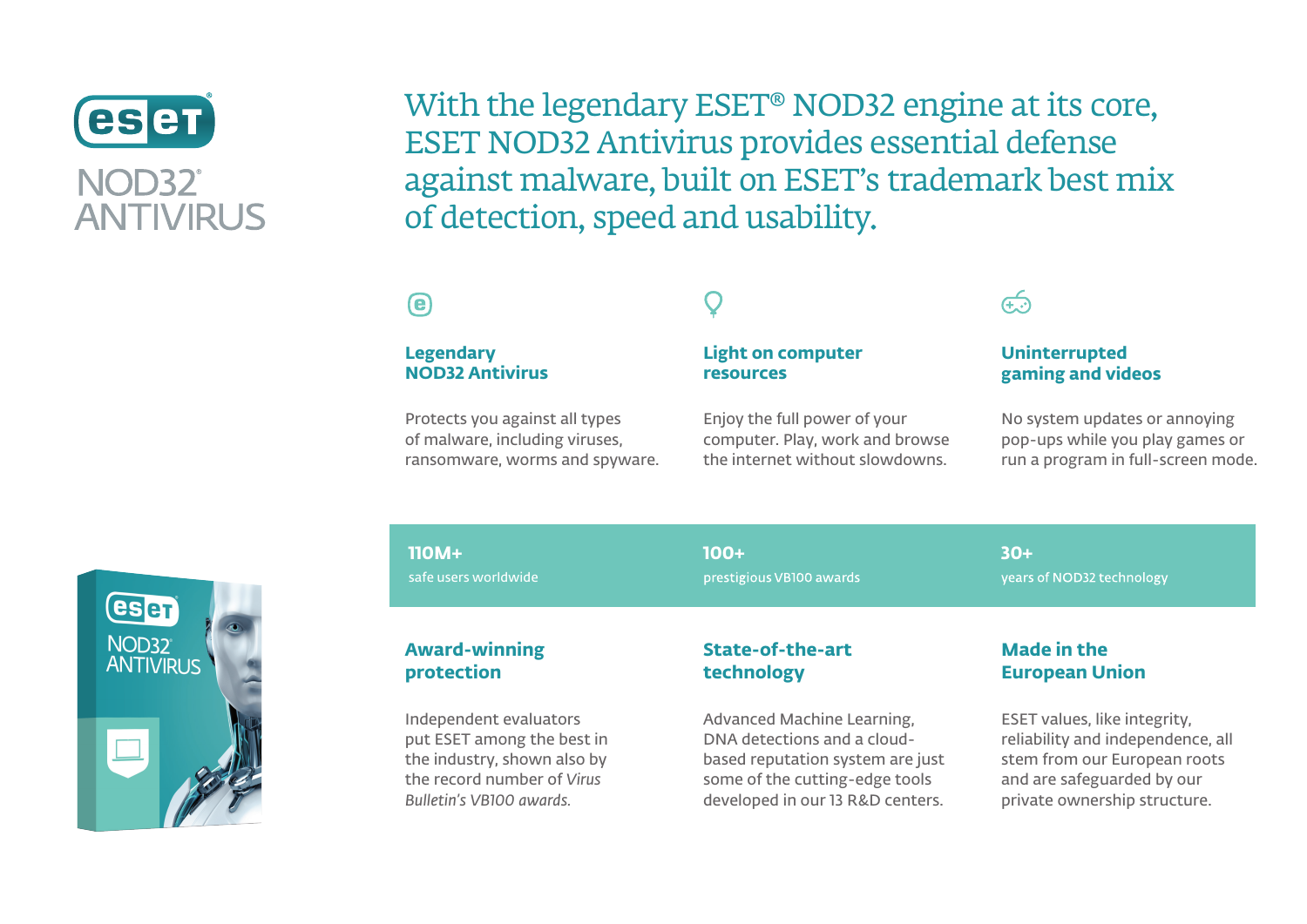# ESET NOD32® ANTIVIRUS

## With the legendary ESET® NOD32 engine at its core, ESET NOD32 Antivirus provides essential defense against malware, built on ESET's trademark best mix of detection, speed and usability.

### Legendary NOD32 Antivirus

Protects you against all types of malware, including viruses, ransomware, worms and spyware.

### Light on computer resources

Enjoy the full power of your computer. Play, work and browse the internet without slowdowns.

### Uninterrupted gaming and videos

No system updates or annoying pop-ups while you play games or run a program in full-screen mode.

**110M+**
safe users worldwide

**100+**
prestigious VB100 awards

**30+**
years of NOD32 technology

### Award-winning protection

Independent evaluators put ESET among the best in the industry, shown also by the record number of *Virus Bulletin's VB100 awards.*

### State-of-the-art technology

Advanced Machine Learning, DNA detections and a cloud-based reputation system are just some of the cutting-edge tools developed in our 13 R&D centers.

### Made in the European Union

ESET values, like integrity, reliability and independence, all stem from our European roots and are safeguarded by our private ownership structure.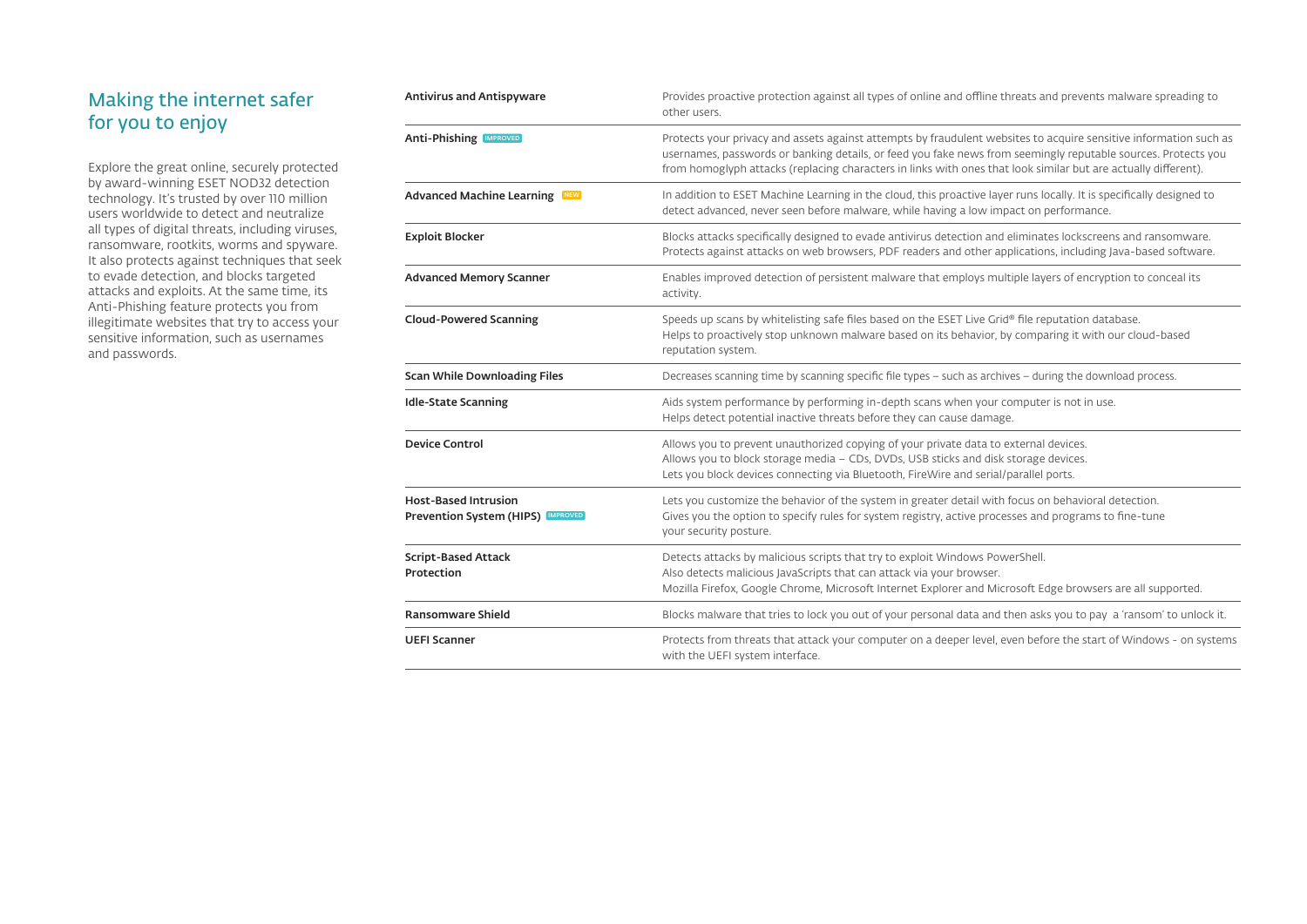## Making the internet safer for you to enjoy

Explore the great online, securely protected by award-winning ESET NOD32 detection technology. It's trusted by over 110 million users worldwide to detect and neutralize all types of digital threats, including viruses, ransomware, rootkits, worms and spyware. It also protects against techniques that seek to evade detection, and blocks targeted attacks and exploits. At the same time, its Anti-Phishing feature protects you from illegitimate websites that try to access your sensitive information, such as usernames and passwords.

| Feature | Description |
| --- | --- |
| **Antivirus and Antispyware** | Provides proactive protection against all types of online and offline threats and prevents malware spreading to other users. |
| **Anti-Phishing** IMPROVED | Protects your privacy and assets against attempts by fraudulent websites to acquire sensitive information such as usernames, passwords or banking details, or feed you fake news from seemingly reputable sources. Protects you from homoglyph attacks (replacing characters in links with ones that look similar but are actually different). |
| **Advanced Machine Learning** NEW | In addition to ESET Machine Learning in the cloud, this proactive layer runs locally. It is specifically designed to detect advanced, never seen before malware, while having a low impact on performance. |
| **Exploit Blocker** | Blocks attacks specifically designed to evade antivirus detection and eliminates lockscreens and ransomware. Protects against attacks on web browsers, PDF readers and other applications, including Java-based software. |
| **Advanced Memory Scanner** | Enables improved detection of persistent malware that employs multiple layers of encryption to conceal its activity. |
| **Cloud-Powered Scanning** | Speeds up scans by whitelisting safe files based on the ESET Live Grid® file reputation database. Helps to proactively stop unknown malware based on its behavior, by comparing it with our cloud-based reputation system. |
| **Scan While Downloading Files** | Decreases scanning time by scanning specific file types – such as archives – during the download process. |
| **Idle-State Scanning** | Aids system performance by performing in-depth scans when your computer is not in use. Helps detect potential inactive threats before they can cause damage. |
| **Device Control** | Allows you to prevent unauthorized copying of your private data to external devices. Allows you to block storage media – CDs, DVDs, USB sticks and disk storage devices. Lets you block devices connecting via Bluetooth, FireWire and serial/parallel ports. |
| **Host-Based Intrusion Prevention System (HIPS)** IMPROVED | Lets you customize the behavior of the system in greater detail with focus on behavioral detection. Gives you the option to specify rules for system registry, active processes and programs to fine-tune your security posture. |
| **Script-Based Attack Protection** | Detects attacks by malicious scripts that try to exploit Windows PowerShell. Also detects malicious JavaScripts that can attack via your browser. Mozilla Firefox, Google Chrome, Microsoft Internet Explorer and Microsoft Edge browsers are all supported. |
| **Ransomware Shield** | Blocks malware that tries to lock you out of your personal data and then asks you to pay a 'ransom' to unlock it. |
| **UEFI Scanner** | Protects from threats that attack your computer on a deeper level, even before the start of Windows - on systems with the UEFI system interface. |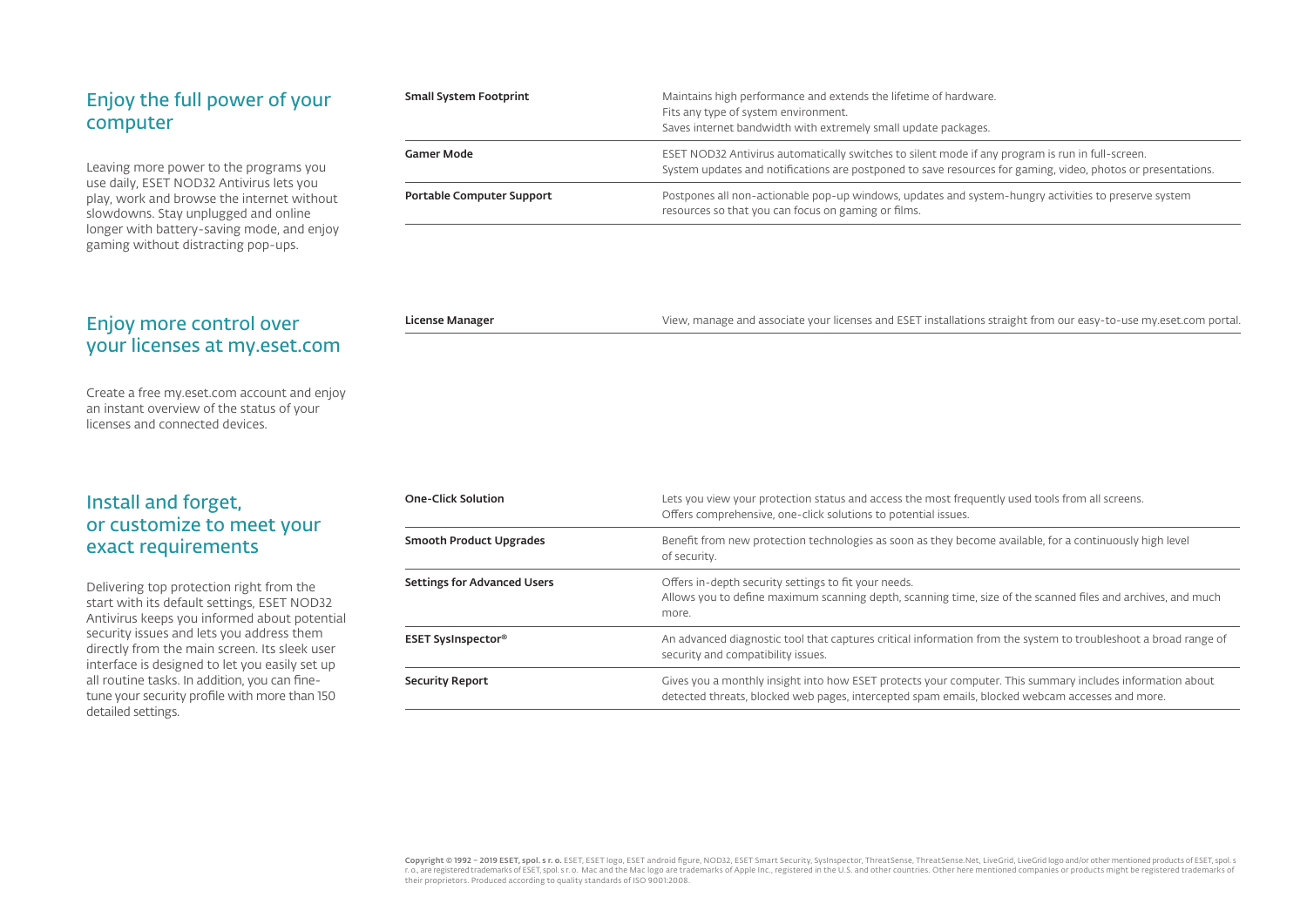## Enjoy the full power of your computer

Leaving more power to the programs you use daily, ESET NOD32 Antivirus lets you play, work and browse the internet without slowdowns. Stay unplugged and online longer with battery-saving mode, and enjoy gaming without distracting pop-ups.

| | |
|---|---|
| **Small System Footprint** | Maintains high performance and extends the lifetime of hardware.<br>Fits any type of system environment.<br>Saves internet bandwidth with extremely small update packages. |
| **Gamer Mode** | ESET NOD32 Antivirus automatically switches to silent mode if any program is run in full-screen.<br>System updates and notifications are postponed to save resources for gaming, video, photos or presentations. |
| **Portable Computer Support** | Postpones all non-actionable pop-up windows, updates and system-hungry activities to preserve system resources so that you can focus on gaming or films. |

## Enjoy more control over your licenses at my.eset.com

Create a free my.eset.com account and enjoy an instant overview of the status of your licenses and connected devices.

| | |
|---|---|
| **License Manager** | View, manage and associate your licenses and ESET installations straight from our easy-to-use my.eset.com portal. |

## Install and forget, or customize to meet your exact requirements

Delivering top protection right from the start with its default settings, ESET NOD32 Antivirus keeps you informed about potential security issues and lets you address them directly from the main screen. Its sleek user interface is designed to let you easily set up all routine tasks. In addition, you can fine-tune your security profile with more than 150 detailed settings.

| | |
|---|---|
| **One-Click Solution** | Lets you view your protection status and access the most frequently used tools from all screens.<br>Offers comprehensive, one-click solutions to potential issues. |
| **Smooth Product Upgrades** | Benefit from new protection technologies as soon as they become available, for a continuously high level of security. |
| **Settings for Advanced Users** | Offers in-depth security settings to fit your needs.<br>Allows you to define maximum scanning depth, scanning time, size of the scanned files and archives, and much more. |
| **ESET SysInspector®** | An advanced diagnostic tool that captures critical information from the system to troubleshoot a broad range of security and compatibility issues. |
| **Security Report** | Gives you a monthly insight into how ESET protects your computer. This summary includes information about detected threats, blocked web pages, intercepted spam emails, blocked webcam accesses and more. |

**Copyright © 1992 – 2019 ESET, spol. s r. o.** ESET, ESET logo, ESET android figure, NOD32, ESET Smart Security, SysInspector, ThreatSense, ThreatSense.Net, LiveGrid, LiveGrid logo and/or other mentioned products of ESET, spol. s r. o., are registered trademarks of ESET, spol. s r. o. Mac and the Mac logo are trademarks of Apple Inc., registered in the U.S. and other countries. Other here mentioned companies or products might be registered trademarks of their proprietors. Produced according to quality standards of ISO 9001:2008.